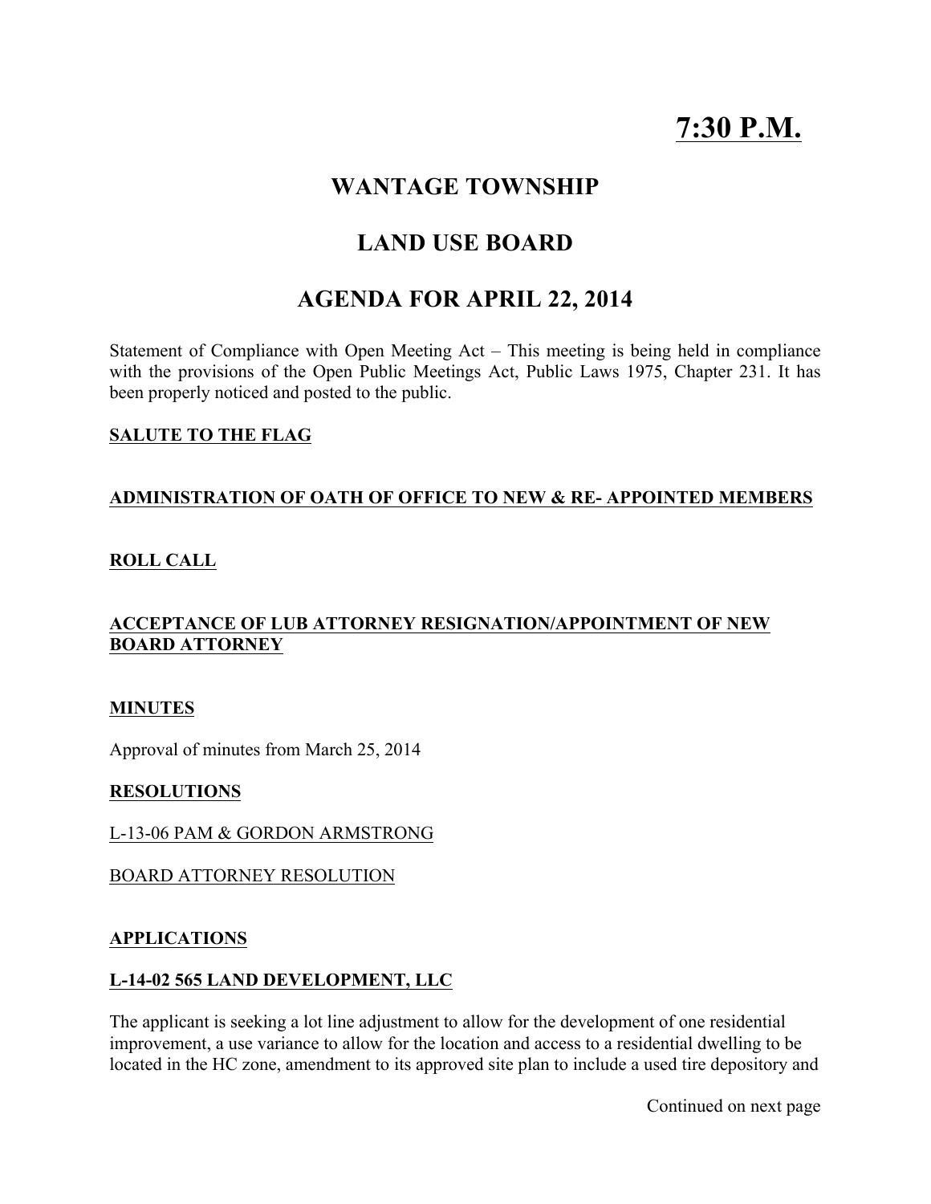# 7:30 P.M.

## WANTAGE TOWNSHIP

## LAND USE BOARD

## AGENDA FOR APRIL 22, 2014

Statement of Compliance with Open Meeting Act – This meeting is being held in compliance with the provisions of the Open Public Meetings Act, Public Laws 1975, Chapter 231. It has been properly noticed and posted to the public.

**SALUTE TO THE FLAG**

**ADMINISTRATION OF OATH OF OFFICE TO NEW & RE- APPOINTED MEMBERS**

**ROLL CALL**

**ACCEPTANCE OF LUB ATTORNEY RESIGNATION/APPOINTMENT OF NEW BOARD ATTORNEY**

**MINUTES**

Approval of minutes from March 25, 2014

**RESOLUTIONS**

L-13-06 PAM & GORDON ARMSTRONG

BOARD ATTORNEY RESOLUTION

**APPLICATIONS**

**L-14-02 565 LAND DEVELOPMENT, LLC**

The applicant is seeking a lot line adjustment to allow for the development of one residential improvement, a use variance to allow for the location and access to a residential dwelling to be located in the HC zone, amendment to its approved site plan to include a used tire depository and

Continued on next page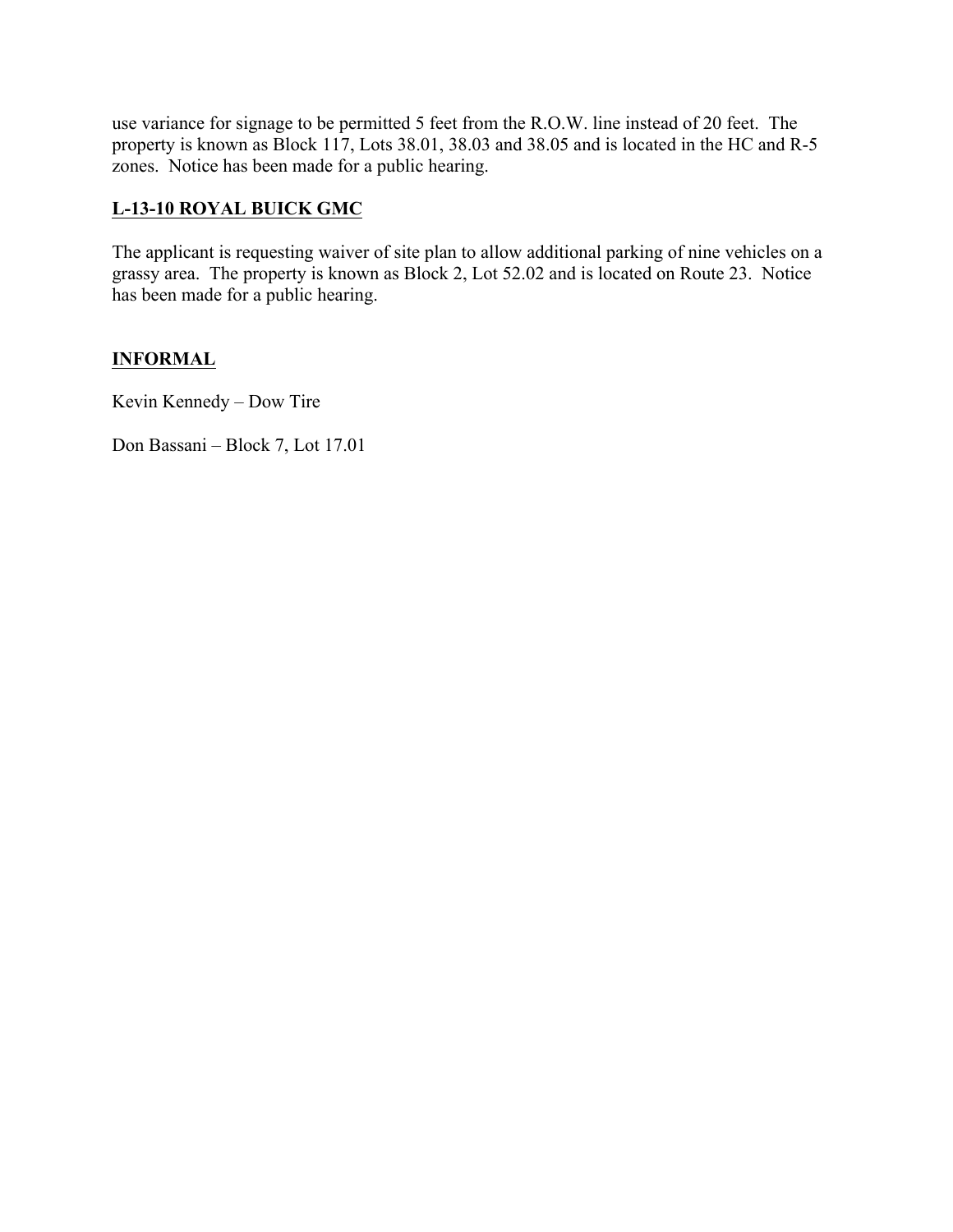use variance for signage to be permitted 5 feet from the R.O.W. line instead of 20 feet. The property is known as Block 117, Lots 38.01, 38.03 and 38.05 and is located in the HC and R-5 zones. Notice has been made for a public hearing.

**L-13-10 ROYAL BUICK GMC**

The applicant is requesting waiver of site plan to allow additional parking of nine vehicles on a grassy area. The property is known as Block 2, Lot 52.02 and is located on Route 23. Notice has been made for a public hearing.

**INFORMAL**

Kevin Kennedy – Dow Tire

Don Bassani – Block 7, Lot 17.01